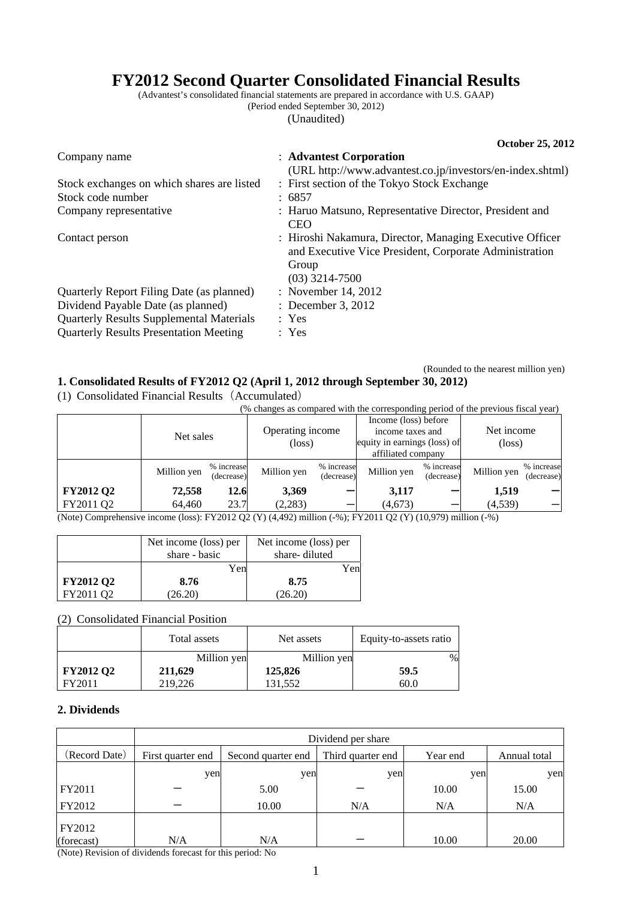# FY2012 Second Quarter Consolidated Financial Results

(Advantest's consolidated financial statements are prepared in accordance with U.S. GAAP)
(Period ended September 30, 2012)
(Unaudited)

**October 25, 2012**

| | |
|---|---|
| Company name | : **Advantest Corporation** (URL http://www.advantest.co.jp/investors/en-index.shtml) |
| Stock exchanges on which shares are listed | : First section of the Tokyo Stock Exchange |
| Stock code number | : 6857 |
| Company representative | : Haruo Matsuno, Representative Director, President and CEO |
| Contact person | : Hiroshi Nakamura, Director, Managing Executive Officer and Executive Vice President, Corporate Administration Group (03) 3214-7500 |
| Quarterly Report Filing Date (as planned) | : November 14, 2012 |
| Dividend Payable Date (as planned) | : December 3, 2012 |
| Quarterly Results Supplemental Materials | : Yes |
| Quarterly Results Presentation Meeting | : Yes |

(Rounded to the nearest million yen)

## 1. Consolidated Results of FY2012 Q2 (April 1, 2012 through September 30, 2012)

(1) Consolidated Financial Results（Accumulated）

(% changes as compared with the corresponding period of the previous fiscal year)

| | Net sales | | Operating income (loss) | | Income (loss) before income taxes and equity in earnings (loss) of affiliated company | | Net income (loss) | |
|---|---|---|---|---|---|---|---|---|
| | Million yen | % increase (decrease) | Million yen | % increase (decrease) | Million yen | % increase (decrease) | Million yen | % increase (decrease) |
| **FY2012 Q2** | **72,558** | **12.6** | **3,369** | **－** | **3,117** | **－** | **1,519** | **－** |
| FY2011 Q2 | 64,460 | 23.7 | (2,283) | － | (4,673) | － | (4,539) | － |

(Note) Comprehensive income (loss): FY2012 Q2 (Y) (4,492) million (-%); FY2011 Q2 (Y) (10,979) million (-%)

| | Net income (loss) per share - basic | Net income (loss) per share- diluted |
|---|---|---|
| | Yen | Yen |
| **FY2012 Q2** | **8.76** | **8.75** |
| FY2011 Q2 | (26.20) | (26.20) |

(2) Consolidated Financial Position

| | Total assets | Net assets | Equity-to-assets ratio |
|---|---|---|---|
| | Million yen | Million yen | % |
| **FY2012 Q2** | **211,629** | **125,826** | **59.5** |
| FY2011 | 219,226 | 131,552 | 60.0 |

## 2. Dividends

| | Dividend per share | | | | |
|---|---|---|---|---|---|
| (Record Date) | First quarter end | Second quarter end | Third quarter end | Year end | Annual total |
| | yen | yen | yen | yen | yen |
| FY2011 | － | 5.00 | － | 10.00 | 15.00 |
| FY2012 | － | 10.00 | N/A | N/A | N/A |
| FY2012 (forecast) | N/A | N/A | － | 10.00 | 20.00 |

(Note) Revision of dividends forecast for this period: No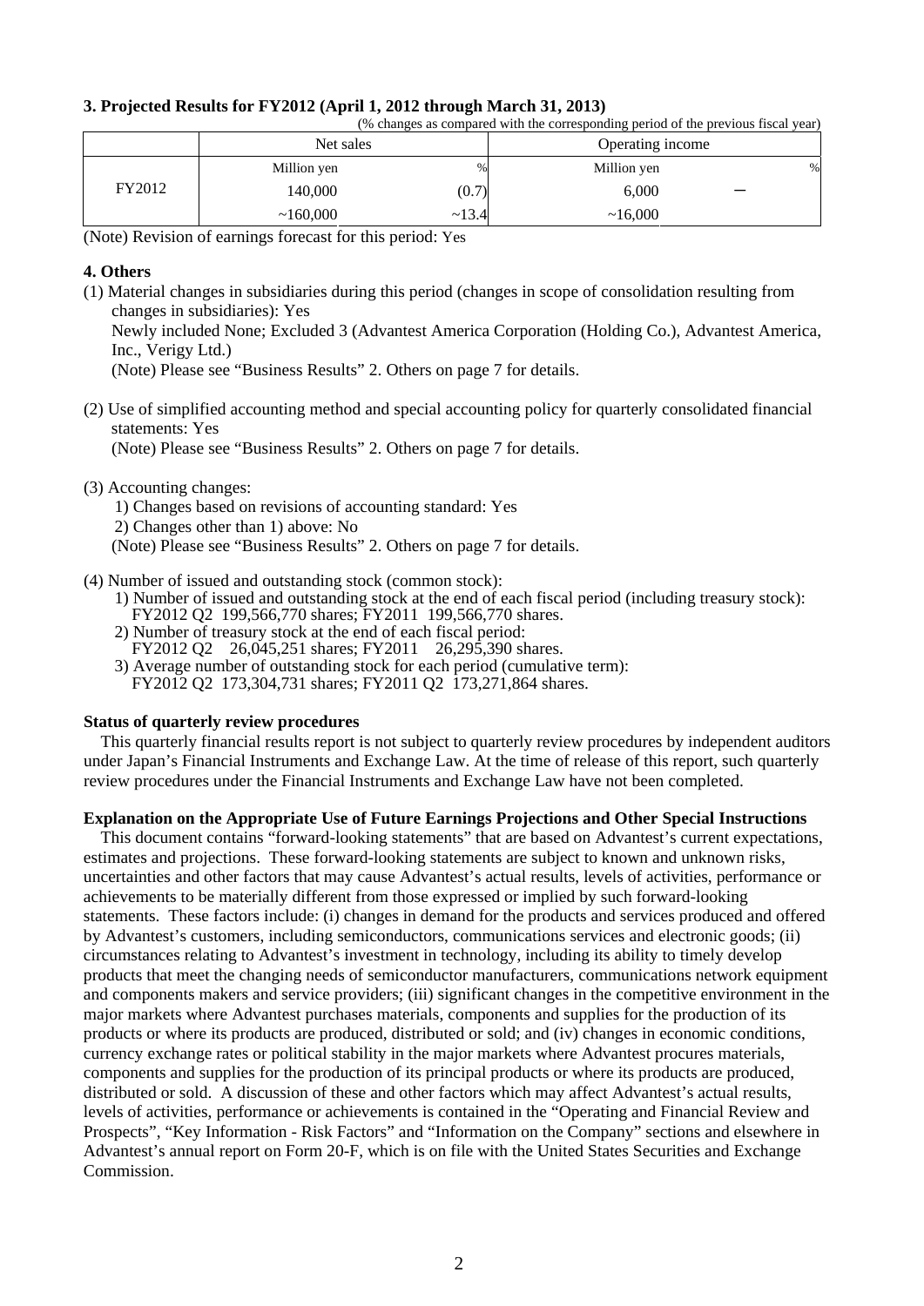**3. Projected Results for FY2012 (April 1, 2012 through March 31, 2013)**

(% changes as compared with the corresponding period of the previous fiscal year)

| | Net sales | | Operating income | |
|---|---|---|---|---|
| | Million yen | % | Million yen | % |
| FY2012 | 140,000 | (0.7) | 6,000 | ー |
| | ~160,000 | ~13.4 | ~16,000 | |

(Note) Revision of earnings forecast for this period: Yes

**4. Others**

(1) Material changes in subsidiaries during this period (changes in scope of consolidation resulting from changes in subsidiaries): Yes

Newly included None; Excluded 3 (Advantest America Corporation (Holding Co.), Advantest America, Inc., Verigy Ltd.)

(Note) Please see "Business Results" 2. Others on page 7 for details.

(2) Use of simplified accounting method and special accounting policy for quarterly consolidated financial statements: Yes

(Note) Please see "Business Results" 2. Others on page 7 for details.

(3) Accounting changes:

1) Changes based on revisions of accounting standard: Yes

2) Changes other than 1) above: No

(Note) Please see "Business Results" 2. Others on page 7 for details.

(4) Number of issued and outstanding stock (common stock):

1) Number of issued and outstanding stock at the end of each fiscal period (including treasury stock):
FY2012 Q2 199,566,770 shares; FY2011 199,566,770 shares.

2) Number of treasury stock at the end of each fiscal period:
FY2012 Q2 26,045,251 shares; FY2011 26,295,390 shares.

3) Average number of outstanding stock for each period (cumulative term):
FY2012 Q2 173,304,731 shares; FY2011 Q2 173,271,864 shares.

**Status of quarterly review procedures**

This quarterly financial results report is not subject to quarterly review procedures by independent auditors under Japan's Financial Instruments and Exchange Law. At the time of release of this report, such quarterly review procedures under the Financial Instruments and Exchange Law have not been completed.

**Explanation on the Appropriate Use of Future Earnings Projections and Other Special Instructions**

This document contains "forward-looking statements" that are based on Advantest's current expectations, estimates and projections. These forward-looking statements are subject to known and unknown risks, uncertainties and other factors that may cause Advantest's actual results, levels of activities, performance or achievements to be materially different from those expressed or implied by such forward-looking statements. These factors include: (i) changes in demand for the products and services produced and offered by Advantest's customers, including semiconductors, communications services and electronic goods; (ii) circumstances relating to Advantest's investment in technology, including its ability to timely develop products that meet the changing needs of semiconductor manufacturers, communications network equipment and components makers and service providers; (iii) significant changes in the competitive environment in the major markets where Advantest purchases materials, components and supplies for the production of its products or where its products are produced, distributed or sold; and (iv) changes in economic conditions, currency exchange rates or political stability in the major markets where Advantest procures materials, components and supplies for the production of its principal products or where its products are produced, distributed or sold. A discussion of these and other factors which may affect Advantest's actual results, levels of activities, performance or achievements is contained in the "Operating and Financial Review and Prospects", "Key Information - Risk Factors" and "Information on the Company" sections and elsewhere in Advantest's annual report on Form 20-F, which is on file with the United States Securities and Exchange Commission.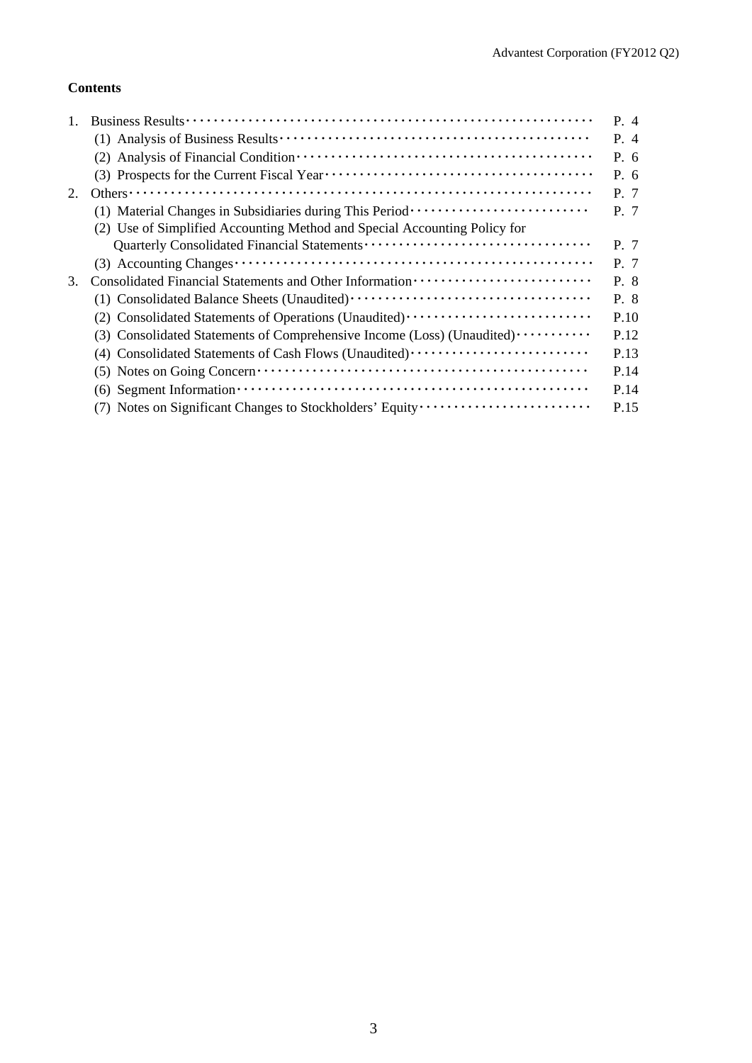**Contents**

1. Business Results ········· P. 4
   - (1) Analysis of Business Results ········· P. 4
   - (2) Analysis of Financial Condition ········· P. 6
   - (3) Prospects for the Current Fiscal Year ········· P. 6
2. Others ········· P. 7
   - (1) Material Changes in Subsidiaries during This Period ········· P. 7
   - (2) Use of Simplified Accounting Method and Special Accounting Policy for Quarterly Consolidated Financial Statements ········· P. 7
   - (3) Accounting Changes ········· P. 7
3. Consolidated Financial Statements and Other Information ········· P. 8
   - (1) Consolidated Balance Sheets (Unaudited) ········· P. 8
   - (2) Consolidated Statements of Operations (Unaudited) ········· P.10
   - (3) Consolidated Statements of Comprehensive Income (Loss) (Unaudited) ········· P.12
   - (4) Consolidated Statements of Cash Flows (Unaudited) ········· P.13
   - (5) Notes on Going Concern ········· P.14
   - (6) Segment Information ········· P.14
   - (7) Notes on Significant Changes to Stockholders' Equity ········· P.15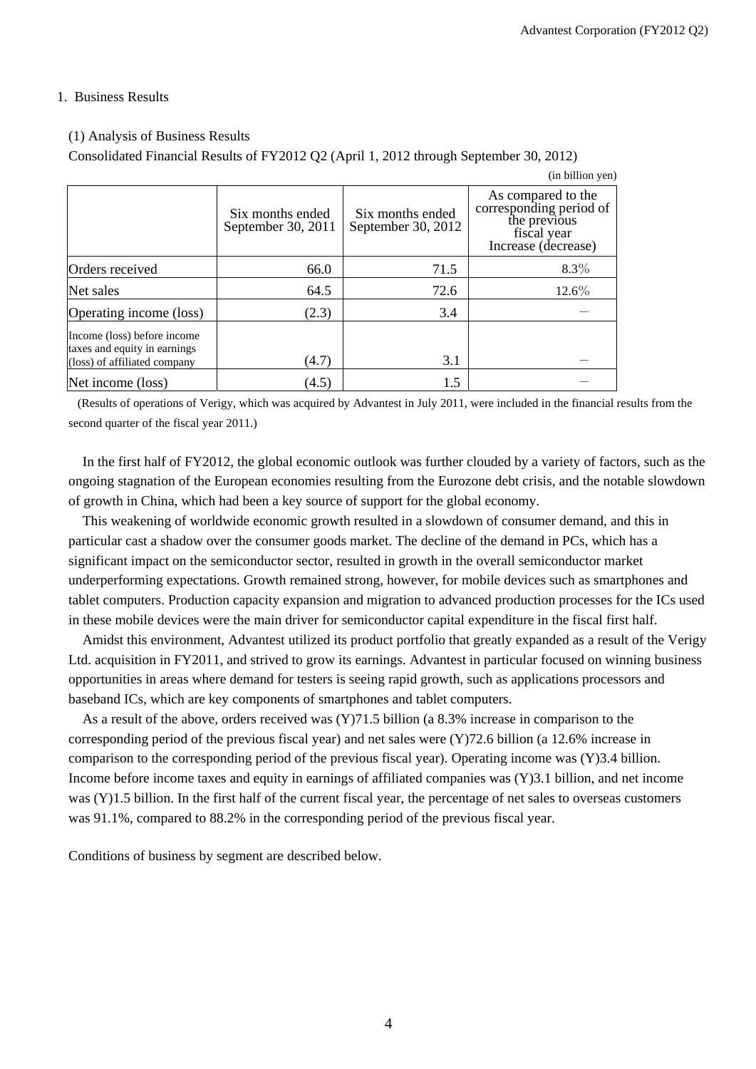## 1. Business Results

### (1) Analysis of Business Results

Consolidated Financial Results of FY2012 Q2 (April 1, 2012 through September 30, 2012)

(in billion yen)

| | Six months ended September 30, 2011 | Six months ended September 30, 2012 | As compared to the corresponding period of the previous fiscal year Increase (decrease) |
|---|---|---|---|
| Orders received | 66.0 | 71.5 | 8.3% |
| Net sales | 64.5 | 72.6 | 12.6% |
| Operating income (loss) | (2.3) | 3.4 | — |
| Income (loss) before income taxes and equity in earnings (loss) of affiliated company | (4.7) | 3.1 | — |
| Net income (loss) | (4.5) | 1.5 | — |

(Results of operations of Verigy, which was acquired by Advantest in July 2011, were included in the financial results from the second quarter of the fiscal year 2011.)

In the first half of FY2012, the global economic outlook was further clouded by a variety of factors, such as the ongoing stagnation of the European economies resulting from the Eurozone debt crisis, and the notable slowdown of growth in China, which had been a key source of support for the global economy.

This weakening of worldwide economic growth resulted in a slowdown of consumer demand, and this in particular cast a shadow over the consumer goods market. The decline of the demand in PCs, which has a significant impact on the semiconductor sector, resulted in growth in the overall semiconductor market underperforming expectations. Growth remained strong, however, for mobile devices such as smartphones and tablet computers. Production capacity expansion and migration to advanced production processes for the ICs used in these mobile devices were the main driver for semiconductor capital expenditure in the fiscal first half.

Amidst this environment, Advantest utilized its product portfolio that greatly expanded as a result of the Verigy Ltd. acquisition in FY2011, and strived to grow its earnings. Advantest in particular focused on winning business opportunities in areas where demand for testers is seeing rapid growth, such as applications processors and baseband ICs, which are key components of smartphones and tablet computers.

As a result of the above, orders received was (Y)71.5 billion (a 8.3% increase in comparison to the corresponding period of the previous fiscal year) and net sales were (Y)72.6 billion (a 12.6% increase in comparison to the corresponding period of the previous fiscal year). Operating income was (Y)3.4 billion. Income before income taxes and equity in earnings of affiliated companies was (Y)3.1 billion, and net income was (Y)1.5 billion. In the first half of the current fiscal year, the percentage of net sales to overseas customers was 91.1%, compared to 88.2% in the corresponding period of the previous fiscal year.

Conditions of business by segment are described below.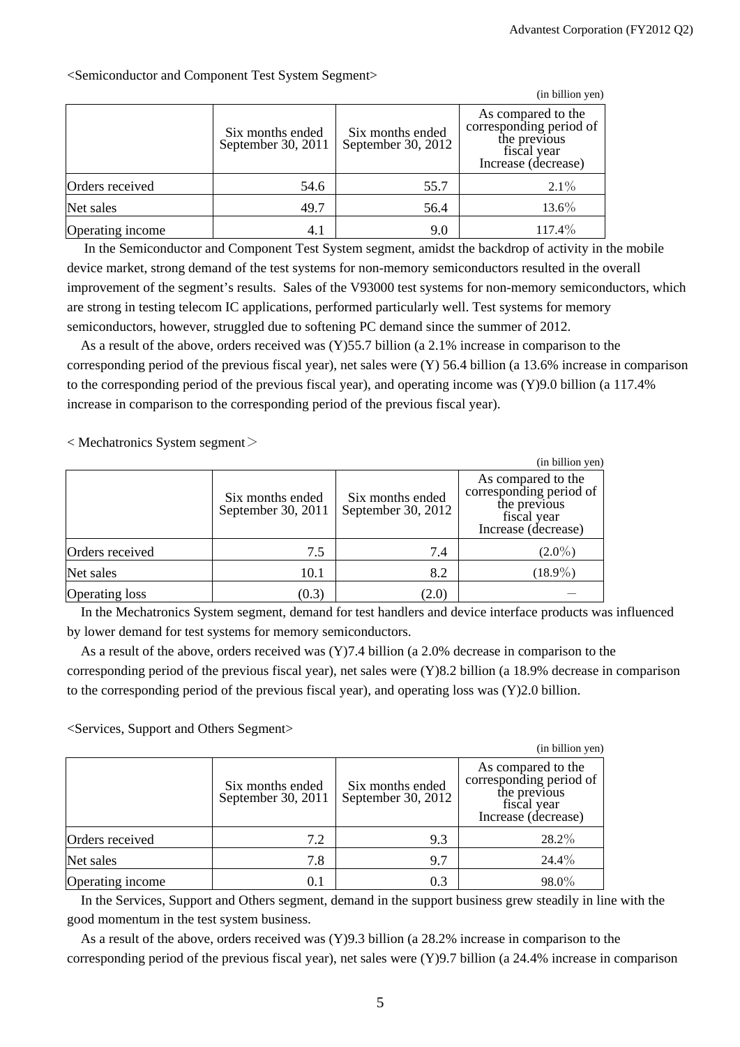<Semiconductor and Component Test System Segment>

(in billion yen)

| | Six months ended September 30, 2011 | Six months ended September 30, 2012 | As compared to the corresponding period of the previous fiscal year Increase (decrease) |
|---|---|---|---|
| Orders received | 54.6 | 55.7 | 2.1% |
| Net sales | 49.7 | 56.4 | 13.6% |
| Operating income | 4.1 | 9.0 | 117.4% |

In the Semiconductor and Component Test System segment, amidst the backdrop of activity in the mobile device market, strong demand of the test systems for non-memory semiconductors resulted in the overall improvement of the segment's results. Sales of the V93000 test systems for non-memory semiconductors, which are strong in testing telecom IC applications, performed particularly well. Test systems for memory semiconductors, however, struggled due to softening PC demand since the summer of 2012.

As a result of the above, orders received was (Y)55.7 billion (a 2.1% increase in comparison to the corresponding period of the previous fiscal year), net sales were (Y) 56.4 billion (a 13.6% increase in comparison to the corresponding period of the previous fiscal year), and operating income was (Y)9.0 billion (a 117.4% increase in comparison to the corresponding period of the previous fiscal year).

< Mechatronics System segment ＞

(in billion yen)

| | Six months ended September 30, 2011 | Six months ended September 30, 2012 | As compared to the corresponding period of the previous fiscal year Increase (decrease) |
|---|---|---|---|
| Orders received | 7.5 | 7.4 | (2.0%) |
| Net sales | 10.1 | 8.2 | (18.9%) |
| Operating loss | (0.3) | (2.0) | — |

In the Mechatronics System segment, demand for test handlers and device interface products was influenced by lower demand for test systems for memory semiconductors.

As a result of the above, orders received was (Y)7.4 billion (a 2.0% decrease in comparison to the corresponding period of the previous fiscal year), net sales were (Y)8.2 billion (a 18.9% decrease in comparison to the corresponding period of the previous fiscal year), and operating loss was (Y)2.0 billion.

<Services, Support and Others Segment>

(in billion yen)

| | Six months ended September 30, 2011 | Six months ended September 30, 2012 | As compared to the corresponding period of the previous fiscal year Increase (decrease) |
|---|---|---|---|
| Orders received | 7.2 | 9.3 | 28.2% |
| Net sales | 7.8 | 9.7 | 24.4% |
| Operating income | 0.1 | 0.3 | 98.0% |

In the Services, Support and Others segment, demand in the support business grew steadily in line with the good momentum in the test system business.

As a result of the above, orders received was (Y)9.3 billion (a 28.2% increase in comparison to the corresponding period of the previous fiscal year), net sales were (Y)9.7 billion (a 24.4% increase in comparison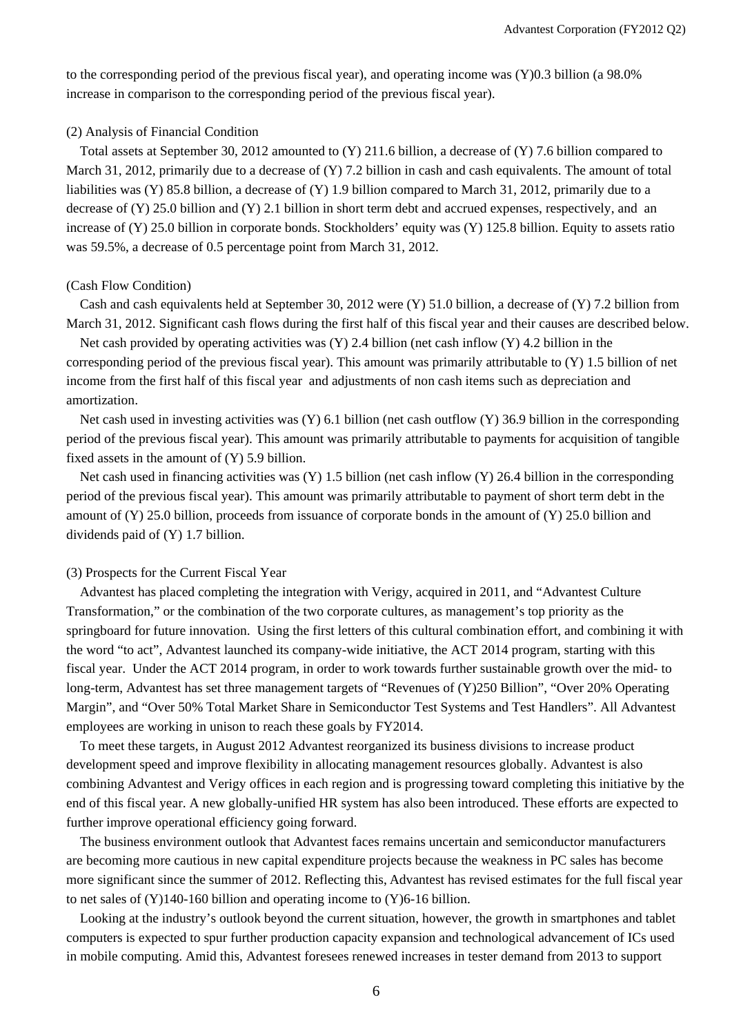to the corresponding period of the previous fiscal year), and operating income was (Y)0.3 billion (a 98.0% increase in comparison to the corresponding period of the previous fiscal year).

(2) Analysis of Financial Condition

Total assets at September 30, 2012 amounted to (Y) 211.6 billion, a decrease of (Y) 7.6 billion compared to March 31, 2012, primarily due to a decrease of (Y) 7.2 billion in cash and cash equivalents. The amount of total liabilities was (Y) 85.8 billion, a decrease of (Y) 1.9 billion compared to March 31, 2012, primarily due to a decrease of (Y) 25.0 billion and (Y) 2.1 billion in short term debt and accrued expenses, respectively, and an increase of (Y) 25.0 billion in corporate bonds. Stockholders' equity was (Y) 125.8 billion. Equity to assets ratio was 59.5%, a decrease of 0.5 percentage point from March 31, 2012.

(Cash Flow Condition)

Cash and cash equivalents held at September 30, 2012 were (Y) 51.0 billion, a decrease of (Y) 7.2 billion from March 31, 2012. Significant cash flows during the first half of this fiscal year and their causes are described below.

Net cash provided by operating activities was (Y) 2.4 billion (net cash inflow (Y) 4.2 billion in the corresponding period of the previous fiscal year). This amount was primarily attributable to (Y) 1.5 billion of net income from the first half of this fiscal year and adjustments of non cash items such as depreciation and amortization.

Net cash used in investing activities was (Y) 6.1 billion (net cash outflow (Y) 36.9 billion in the corresponding period of the previous fiscal year). This amount was primarily attributable to payments for acquisition of tangible fixed assets in the amount of (Y) 5.9 billion.

Net cash used in financing activities was (Y) 1.5 billion (net cash inflow (Y) 26.4 billion in the corresponding period of the previous fiscal year). This amount was primarily attributable to payment of short term debt in the amount of (Y) 25.0 billion, proceeds from issuance of corporate bonds in the amount of (Y) 25.0 billion and dividends paid of (Y) 1.7 billion.

(3) Prospects for the Current Fiscal Year

Advantest has placed completing the integration with Verigy, acquired in 2011, and "Advantest Culture Transformation," or the combination of the two corporate cultures, as management's top priority as the springboard for future innovation. Using the first letters of this cultural combination effort, and combining it with the word "to act", Advantest launched its company-wide initiative, the ACT 2014 program, starting with this fiscal year. Under the ACT 2014 program, in order to work towards further sustainable growth over the mid- to long-term, Advantest has set three management targets of "Revenues of (Y)250 Billion", "Over 20% Operating Margin", and "Over 50% Total Market Share in Semiconductor Test Systems and Test Handlers". All Advantest employees are working in unison to reach these goals by FY2014.

To meet these targets, in August 2012 Advantest reorganized its business divisions to increase product development speed and improve flexibility in allocating management resources globally. Advantest is also combining Advantest and Verigy offices in each region and is progressing toward completing this initiative by the end of this fiscal year. A new globally-unified HR system has also been introduced. These efforts are expected to further improve operational efficiency going forward.

The business environment outlook that Advantest faces remains uncertain and semiconductor manufacturers are becoming more cautious in new capital expenditure projects because the weakness in PC sales has become more significant since the summer of 2012. Reflecting this, Advantest has revised estimates for the full fiscal year to net sales of (Y)140-160 billion and operating income to (Y)6-16 billion.

Looking at the industry's outlook beyond the current situation, however, the growth in smartphones and tablet computers is expected to spur further production capacity expansion and technological advancement of ICs used in mobile computing. Amid this, Advantest foresees renewed increases in tester demand from 2013 to support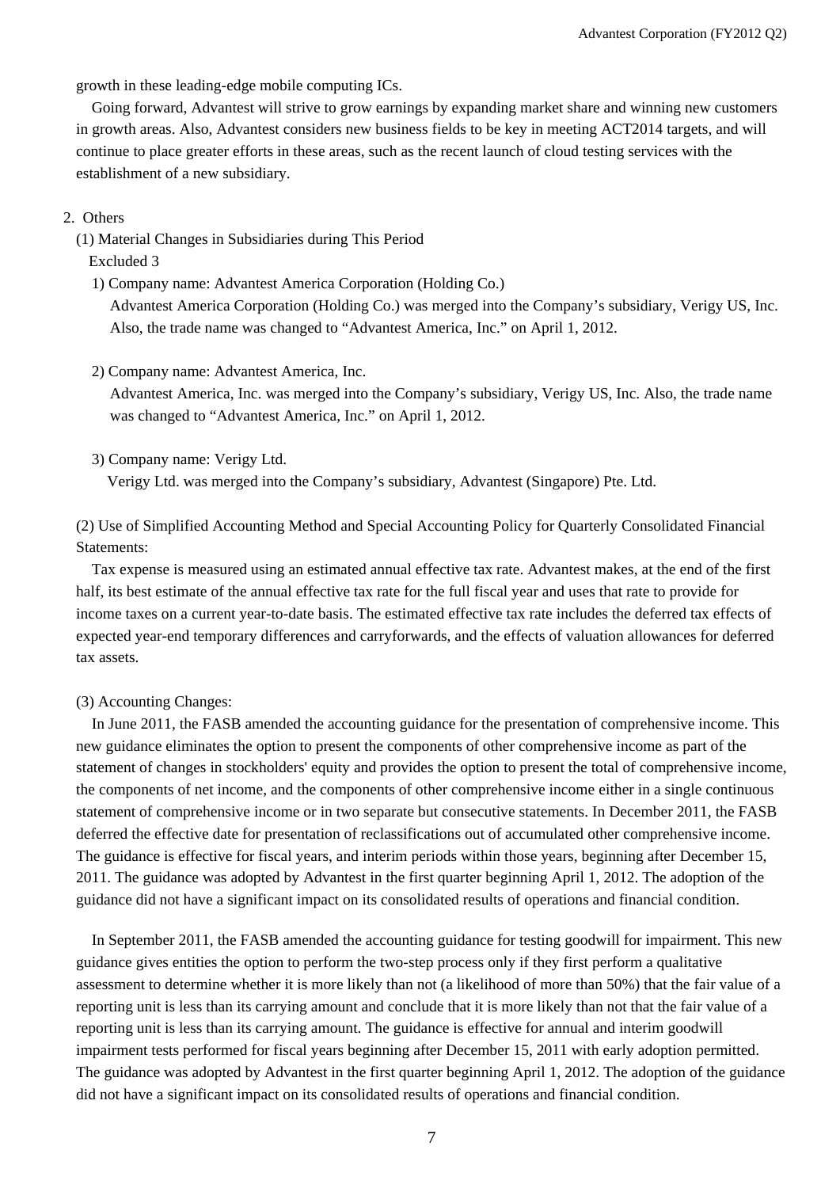growth in these leading-edge mobile computing ICs.

Going forward, Advantest will strive to grow earnings by expanding market share and winning new customers in growth areas. Also, Advantest considers new business fields to be key in meeting ACT2014 targets, and will continue to place greater efforts in these areas, such as the recent launch of cloud testing services with the establishment of a new subsidiary.

## 2. Others

### (1) Material Changes in Subsidiaries during This Period

Excluded 3

1) Company name: Advantest America Corporation (Holding Co.)

Advantest America Corporation (Holding Co.) was merged into the Company's subsidiary, Verigy US, Inc. Also, the trade name was changed to "Advantest America, Inc." on April 1, 2012.

2) Company name: Advantest America, Inc.

Advantest America, Inc. was merged into the Company's subsidiary, Verigy US, Inc. Also, the trade name was changed to "Advantest America, Inc." on April 1, 2012.

3) Company name: Verigy Ltd.

Verigy Ltd. was merged into the Company's subsidiary, Advantest (Singapore) Pte. Ltd.

### (2) Use of Simplified Accounting Method and Special Accounting Policy for Quarterly Consolidated Financial Statements:

Tax expense is measured using an estimated annual effective tax rate. Advantest makes, at the end of the first half, its best estimate of the annual effective tax rate for the full fiscal year and uses that rate to provide for income taxes on a current year-to-date basis. The estimated effective tax rate includes the deferred tax effects of expected year-end temporary differences and carryforwards, and the effects of valuation allowances for deferred tax assets.

### (3) Accounting Changes:

In June 2011, the FASB amended the accounting guidance for the presentation of comprehensive income. This new guidance eliminates the option to present the components of other comprehensive income as part of the statement of changes in stockholders' equity and provides the option to present the total of comprehensive income, the components of net income, and the components of other comprehensive income either in a single continuous statement of comprehensive income or in two separate but consecutive statements. In December 2011, the FASB deferred the effective date for presentation of reclassifications out of accumulated other comprehensive income. The guidance is effective for fiscal years, and interim periods within those years, beginning after December 15, 2011. The guidance was adopted by Advantest in the first quarter beginning April 1, 2012. The adoption of the guidance did not have a significant impact on its consolidated results of operations and financial condition.

In September 2011, the FASB amended the accounting guidance for testing goodwill for impairment. This new guidance gives entities the option to perform the two-step process only if they first perform a qualitative assessment to determine whether it is more likely than not (a likelihood of more than 50%) that the fair value of a reporting unit is less than its carrying amount and conclude that it is more likely than not that the fair value of a reporting unit is less than its carrying amount. The guidance is effective for annual and interim goodwill impairment tests performed for fiscal years beginning after December 15, 2011 with early adoption permitted. The guidance was adopted by Advantest in the first quarter beginning April 1, 2012. The adoption of the guidance did not have a significant impact on its consolidated results of operations and financial condition.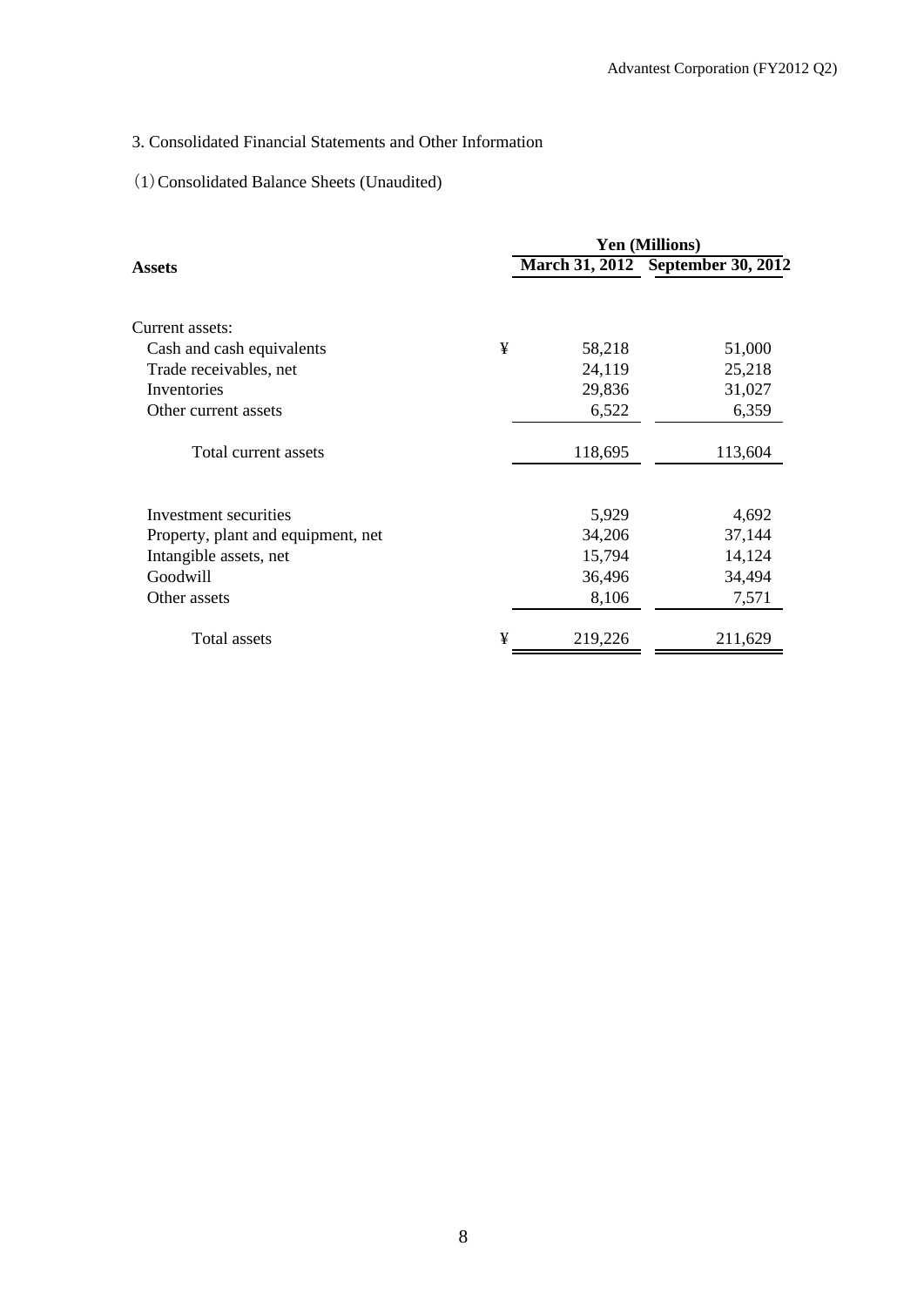## 3. Consolidated Financial Statements and Other Information

### (1) Consolidated Balance Sheets (Unaudited)

| **Assets** | | Yen (Millions) | |
|---|---|---|---|
| | | **March 31, 2012** | **September 30, 2012** |
| Current assets: | | | |
| Cash and cash equivalents | ¥ | 58,218 | 51,000 |
| Trade receivables, net | | 24,119 | 25,218 |
| Inventories | | 29,836 | 31,027 |
| Other current assets | | 6,522 | 6,359 |
| Total current assets | | 118,695 | 113,604 |
| Investment securities | | 5,929 | 4,692 |
| Property, plant and equipment, net | | 34,206 | 37,144 |
| Intangible assets, net | | 15,794 | 14,124 |
| Goodwill | | 36,496 | 34,494 |
| Other assets | | 8,106 | 7,571 |
| Total assets | ¥ | 219,226 | 211,629 |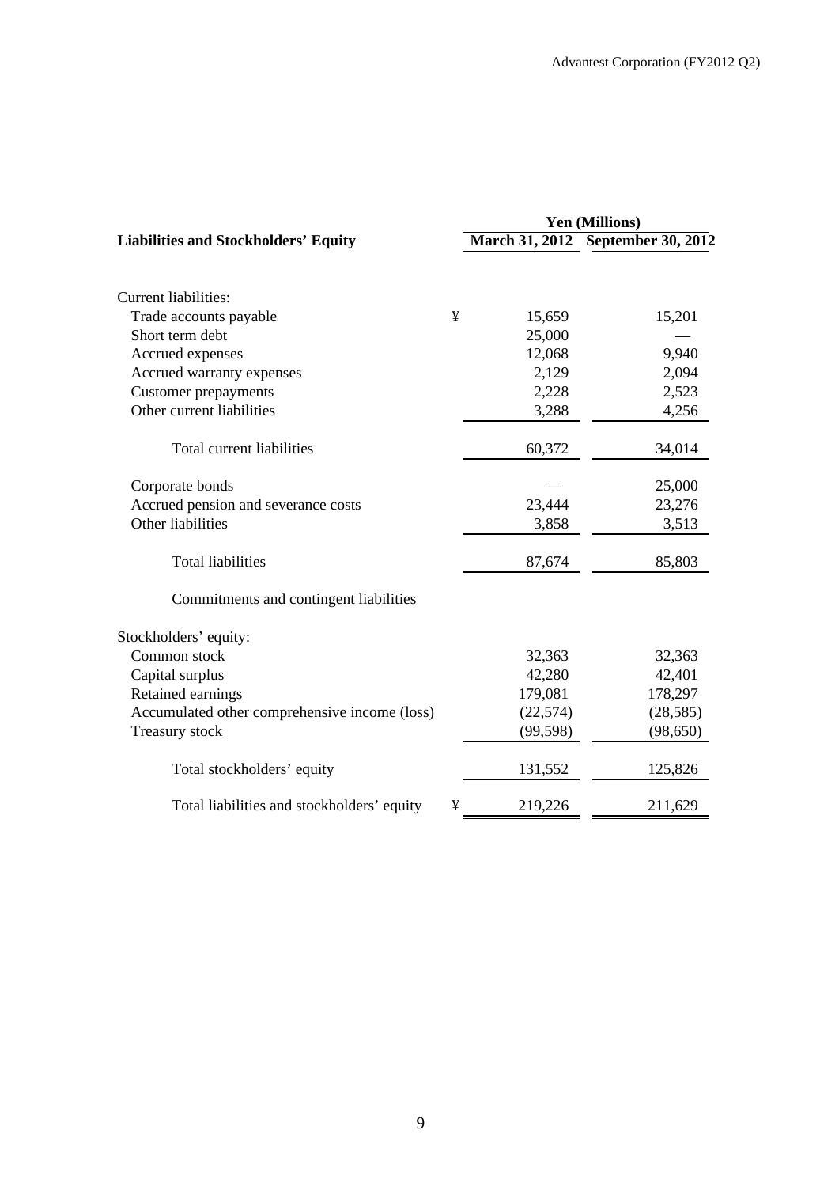| Liabilities and Stockholders' Equity | Yen (Millions) | |
|---|---|---|
| | March 31, 2012 | September 30, 2012 |
| Current liabilities: | | |
| Trade accounts payable | ¥ 15,659 | 15,201 |
| Short term debt | 25,000 | — |
| Accrued expenses | 12,068 | 9,940 |
| Accrued warranty expenses | 2,129 | 2,094 |
| Customer prepayments | 2,228 | 2,523 |
| Other current liabilities | 3,288 | 4,256 |
| Total current liabilities | 60,372 | 34,014 |
| Corporate bonds | — | 25,000 |
| Accrued pension and severance costs | 23,444 | 23,276 |
| Other liabilities | 3,858 | 3,513 |
| Total liabilities | 87,674 | 85,803 |
| Commitments and contingent liabilities | | |
| Stockholders' equity: | | |
| Common stock | 32,363 | 32,363 |
| Capital surplus | 42,280 | 42,401 |
| Retained earnings | 179,081 | 178,297 |
| Accumulated other comprehensive income (loss) | (22,574) | (28,585) |
| Treasury stock | (99,598) | (98,650) |
| Total stockholders' equity | 131,552 | 125,826 |
| Total liabilities and stockholders' equity | ¥ 219,226 | 211,629 |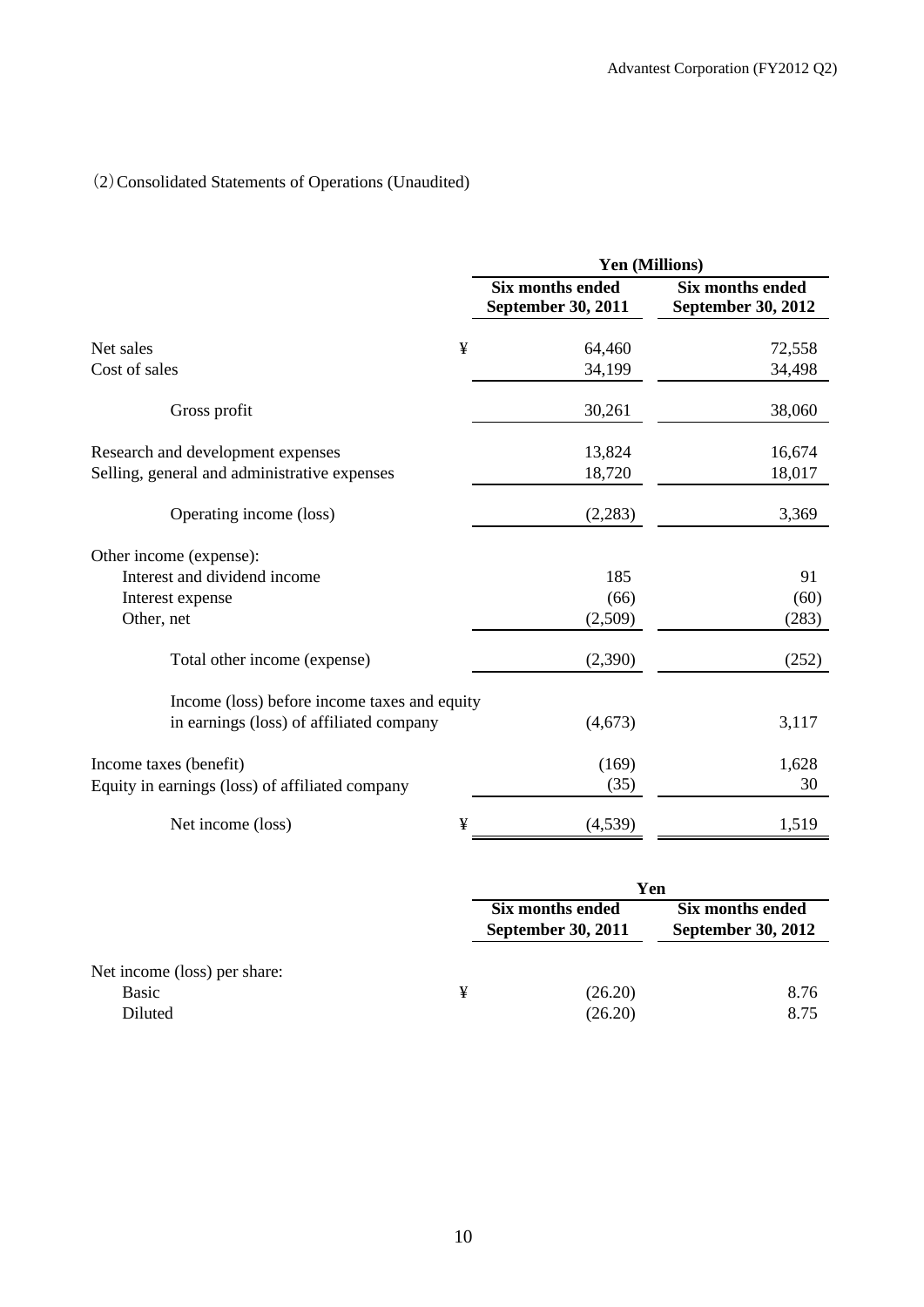(2) Consolidated Statements of Operations (Unaudited)

| | | Yen (Millions) | |
|---|---|---|---|
| | | Six months ended September 30, 2011 | Six months ended September 30, 2012 |
| Net sales | ¥ | 64,460 | 72,558 |
| Cost of sales | | 34,199 | 34,498 |
| Gross profit | | 30,261 | 38,060 |
| Research and development expenses | | 13,824 | 16,674 |
| Selling, general and administrative expenses | | 18,720 | 18,017 |
| Operating income (loss) | | (2,283) | 3,369 |
| Other income (expense): | | | |
| Interest and dividend income | | 185 | 91 |
| Interest expense | | (66) | (60) |
| Other, net | | (2,509) | (283) |
| Total other income (expense) | | (2,390) | (252) |
| Income (loss) before income taxes and equity in earnings (loss) of affiliated company | | (4,673) | 3,117 |
| Income taxes (benefit) | | (169) | 1,628 |
| Equity in earnings (loss) of affiliated company | | (35) | 30 |
| Net income (loss) | ¥ | (4,539) | 1,519 |

| | | Yen | |
|---|---|---|---|
| | | Six months ended September 30, 2011 | Six months ended September 30, 2012 |
| Net income (loss) per share: | | | |
| Basic | ¥ | (26.20) | 8.76 |
| Diluted | | (26.20) | 8.75 |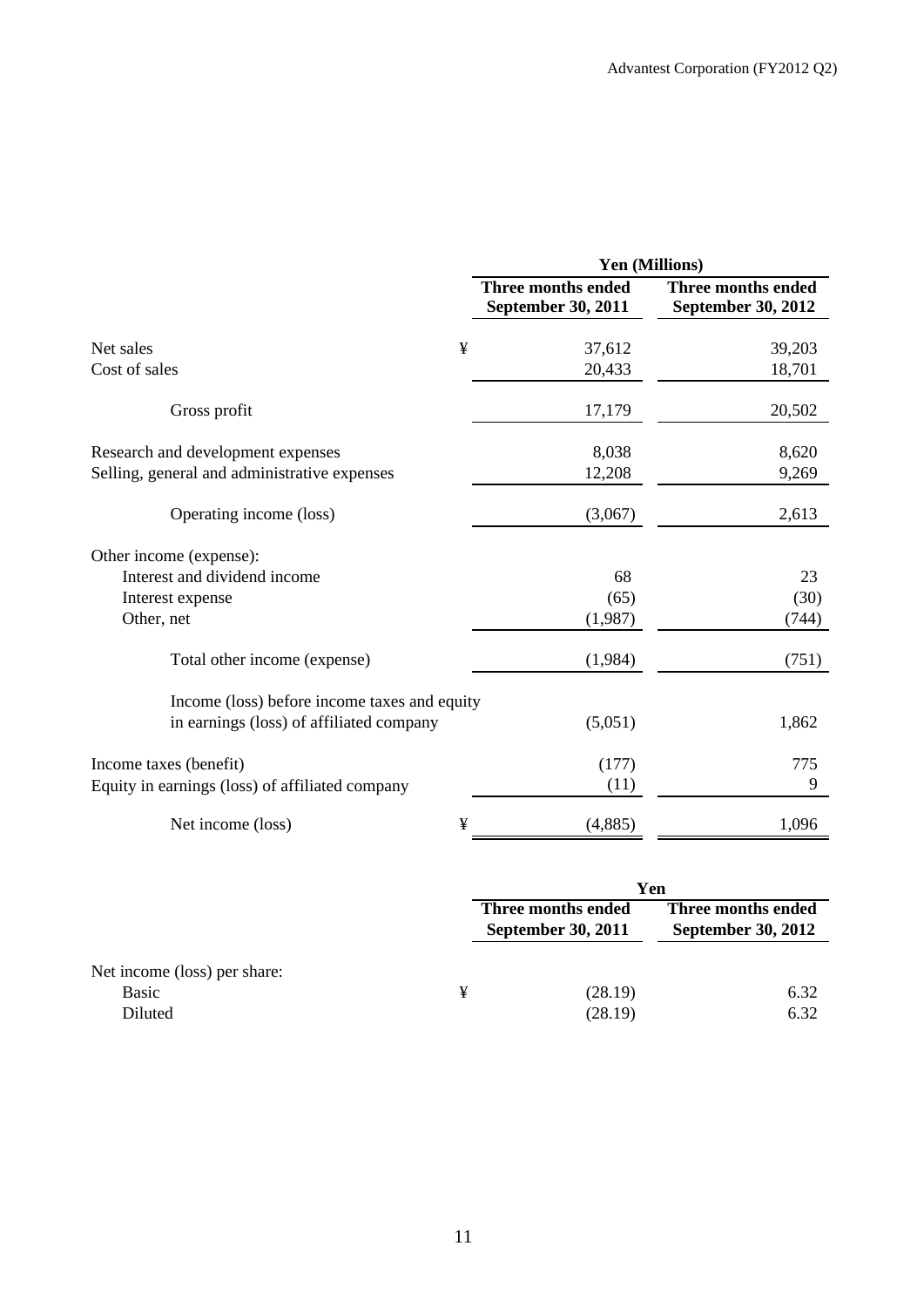| | | Yen (Millions) | |
|---|---|---|---|
| | | Three months ended September 30, 2011 | Three months ended September 30, 2012 |
| Net sales | ¥ | 37,612 | 39,203 |
| Cost of sales | | 20,433 | 18,701 |
| Gross profit | | 17,179 | 20,502 |
| Research and development expenses | | 8,038 | 8,620 |
| Selling, general and administrative expenses | | 12,208 | 9,269 |
| Operating income (loss) | | (3,067) | 2,613 |
| Other income (expense): | | | |
| Interest and dividend income | | 68 | 23 |
| Interest expense | | (65) | (30) |
| Other, net | | (1,987) | (744) |
| Total other income (expense) | | (1,984) | (751) |
| Income (loss) before income taxes and equity in earnings (loss) of affiliated company | | (5,051) | 1,862 |
| Income taxes (benefit) | | (177) | 775 |
| Equity in earnings (loss) of affiliated company | | (11) | 9 |
| Net income (loss) | ¥ | (4,885) | 1,096 |

| | | Yen | |
|---|---|---|---|
| | | Three months ended September 30, 2011 | Three months ended September 30, 2012 |
| Net income (loss) per share: | | | |
| Basic | ¥ | (28.19) | 6.32 |
| Diluted | | (28.19) | 6.32 |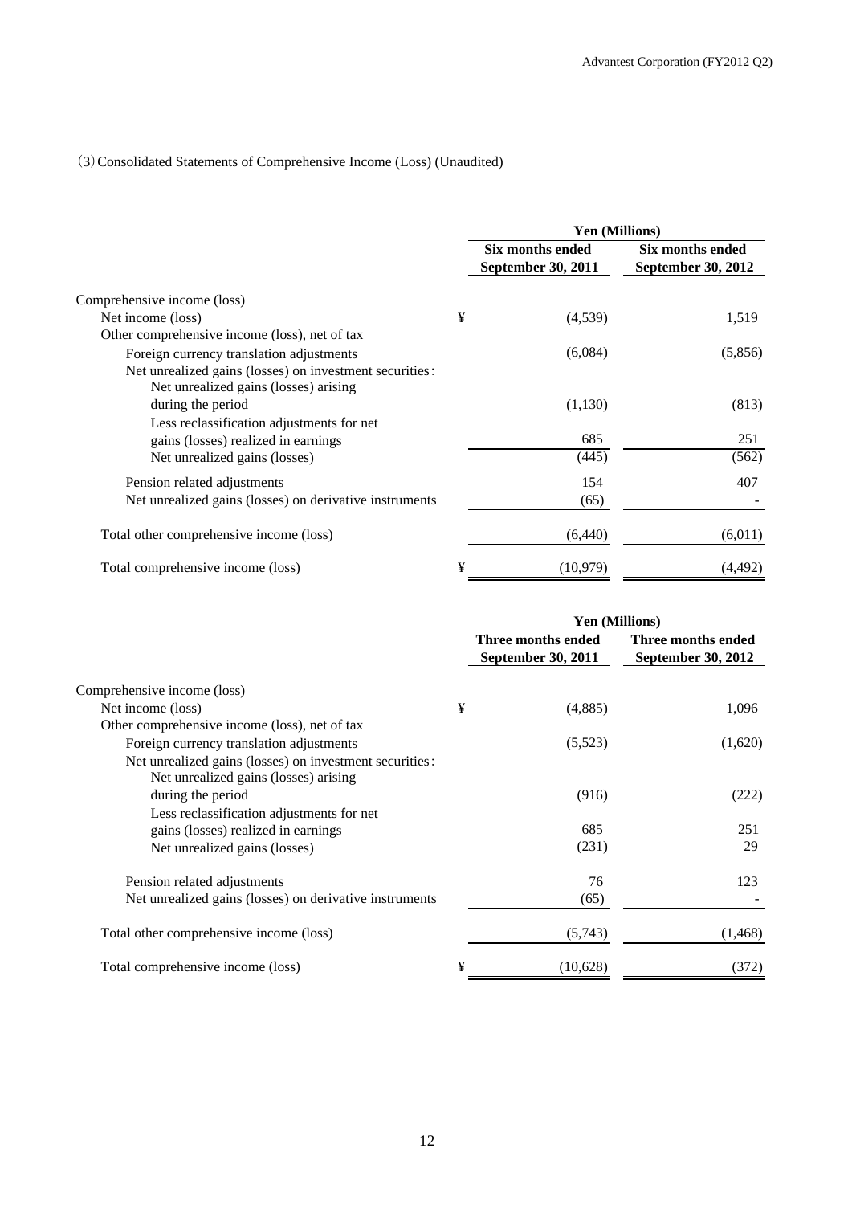(3) Consolidated Statements of Comprehensive Income (Loss) (Unaudited)

| | | Yen (Millions) | |
|---|---|---|---|
| | | Six months ended September 30, 2011 | Six months ended September 30, 2012 |
| Comprehensive income (loss) | | | |
| Net income (loss) | ¥ | (4,539) | 1,519 |
| Other comprehensive income (loss), net of tax | | | |
| Foreign currency translation adjustments | | (6,084) | (5,856) |
| Net unrealized gains (losses) on investment securities: | | | |
| Net unrealized gains (losses) arising during the period | | (1,130) | (813) |
| Less reclassification adjustments for net gains (losses) realized in earnings | | 685 | 251 |
| Net unrealized gains (losses) | | (445) | (562) |
| Pension related adjustments | | 154 | 407 |
| Net unrealized gains (losses) on derivative instruments | | (65) | - |
| Total other comprehensive income (loss) | | (6,440) | (6,011) |
| Total comprehensive income (loss) | ¥ | (10,979) | (4,492) |

| | | Yen (Millions) | |
|---|---|---|---|
| | | Three months ended September 30, 2011 | Three months ended September 30, 2012 |
| Comprehensive income (loss) | | | |
| Net income (loss) | ¥ | (4,885) | 1,096 |
| Other comprehensive income (loss), net of tax | | | |
| Foreign currency translation adjustments | | (5,523) | (1,620) |
| Net unrealized gains (losses) on investment securities: | | | |
| Net unrealized gains (losses) arising during the period | | (916) | (222) |
| Less reclassification adjustments for net gains (losses) realized in earnings | | 685 | 251 |
| Net unrealized gains (losses) | | (231) | 29 |
| Pension related adjustments | | 76 | 123 |
| Net unrealized gains (losses) on derivative instruments | | (65) | - |
| Total other comprehensive income (loss) | | (5,743) | (1,468) |
| Total comprehensive income (loss) | ¥ | (10,628) | (372) |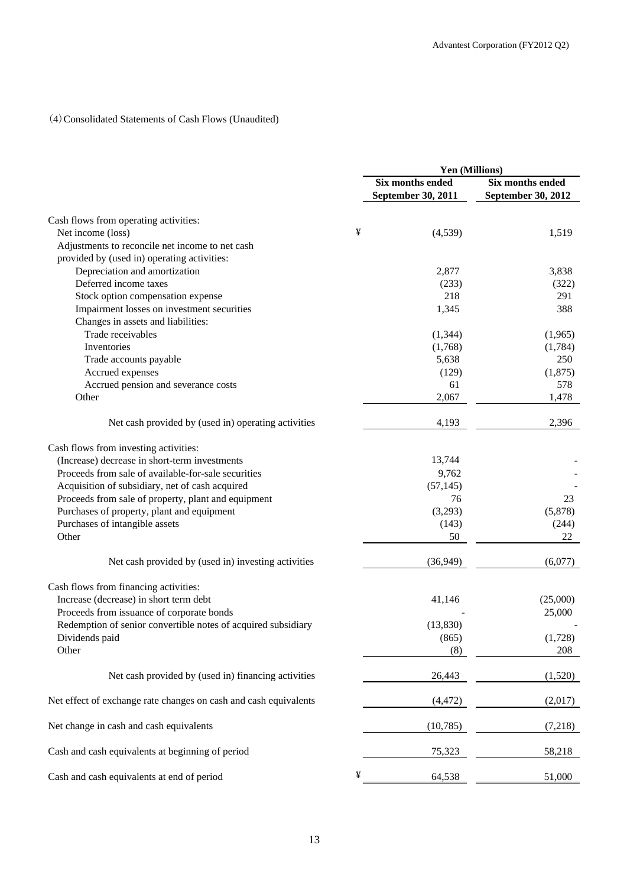(4) Consolidated Statements of Cash Flows (Unaudited)

| | Yen (Millions) | |
|---|---|---|
| | Six months ended September 30, 2011 | Six months ended September 30, 2012 |
| Cash flows from operating activities: | | |
| Net income (loss) | ¥ (4,539) | 1,519 |
| Adjustments to reconcile net income to net cash provided by (used in) operating activities: | | |
| Depreciation and amortization | 2,877 | 3,838 |
| Deferred income taxes | (233) | (322) |
| Stock option compensation expense | 218 | 291 |
| Impairment losses on investment securities | 1,345 | 388 |
| Changes in assets and liabilities: | | |
| Trade receivables | (1,344) | (1,965) |
| Inventories | (1,768) | (1,784) |
| Trade accounts payable | 5,638 | 250 |
| Accrued expenses | (129) | (1,875) |
| Accrued pension and severance costs | 61 | 578 |
| Other | 2,067 | 1,478 |
| Net cash provided by (used in) operating activities | 4,193 | 2,396 |
| Cash flows from investing activities: | | |
| (Increase) decrease in short-term investments | 13,744 | - |
| Proceeds from sale of available-for-sale securities | 9,762 | - |
| Acquisition of subsidiary, net of cash acquired | (57,145) | - |
| Proceeds from sale of property, plant and equipment | 76 | 23 |
| Purchases of property, plant and equipment | (3,293) | (5,878) |
| Purchases of intangible assets | (143) | (244) |
| Other | 50 | 22 |
| Net cash provided by (used in) investing activities | (36,949) | (6,077) |
| Cash flows from financing activities: | | |
| Increase (decrease) in short term debt | 41,146 | (25,000) |
| Proceeds from issuance of corporate bonds | - | 25,000 |
| Redemption of senior convertible notes of acquired subsidiary | (13,830) | - |
| Dividends paid | (865) | (1,728) |
| Other | (8) | 208 |
| Net cash provided by (used in) financing activities | 26,443 | (1,520) |
| Net effect of exchange rate changes on cash and cash equivalents | (4,472) | (2,017) |
| Net change in cash and cash equivalents | (10,785) | (7,218) |
| Cash and cash equivalents at beginning of period | 75,323 | 58,218 |
| Cash and cash equivalents at end of period | ¥ 64,538 | 51,000 |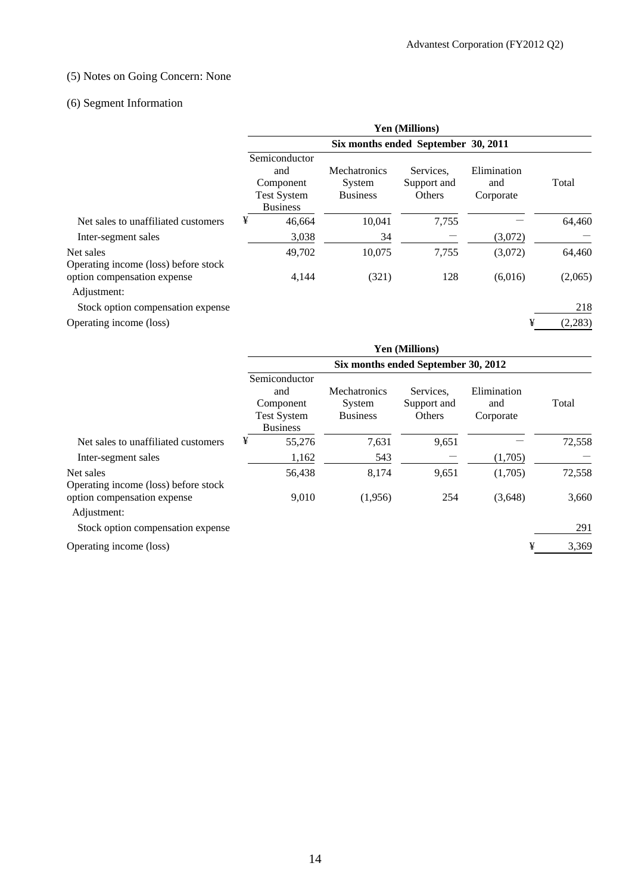(5) Notes on Going Concern: None

(6) Segment Information

| | Yen (Millions) | | | | |
|---|---|---|---|---|---|
| | Six months ended September 30, 2011 | | | | |
| | Semiconductor and Component Test System Business | Mechatronics System Business | Services, Support and Others | Elimination and Corporate | Total |
| Net sales to unaffiliated customers | ¥ 46,664 | 10,041 | 7,755 | — | 64,460 |
| Inter-segment sales | 3,038 | 34 | — | (3,072) | — |
| Net sales | 49,702 | 10,075 | 7,755 | (3,072) | 64,460 |
| Operating income (loss) before stock option compensation expense | 4,144 | (321) | 128 | (6,016) | (2,065) |
| Adjustment: | | | | | |
| Stock option compensation expense | | | | | 218 |
| Operating income (loss) | | | | | ¥ (2,283) |

| | Yen (Millions) | | | | |
|---|---|---|---|---|---|
| | Six months ended September 30, 2012 | | | | |
| | Semiconductor and Component Test System Business | Mechatronics System Business | Services, Support and Others | Elimination and Corporate | Total |
| Net sales to unaffiliated customers | ¥ 55,276 | 7,631 | 9,651 | — | 72,558 |
| Inter-segment sales | 1,162 | 543 | — | (1,705) | — |
| Net sales | 56,438 | 8,174 | 9,651 | (1,705) | 72,558 |
| Operating income (loss) before stock option compensation expense | 9,010 | (1,956) | 254 | (3,648) | 3,660 |
| Adjustment: | | | | | |
| Stock option compensation expense | | | | | 291 |
| Operating income (loss) | | | | | ¥ 3,369 |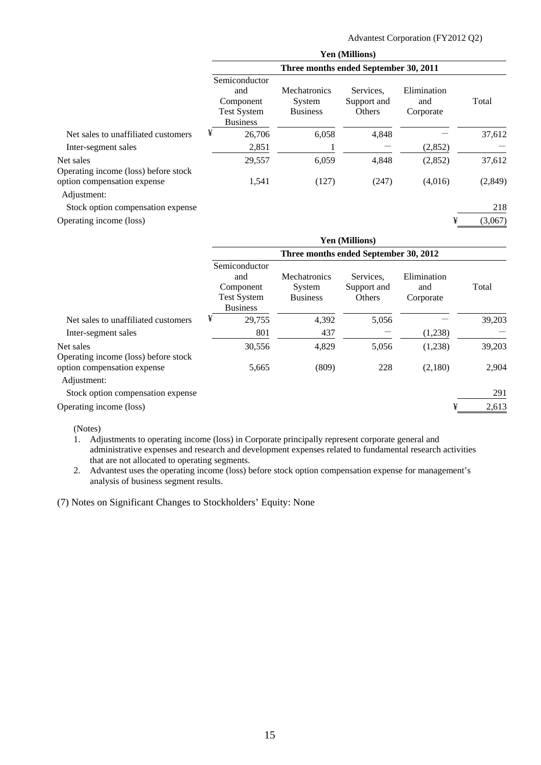| | Yen (Millions) | | | | |
|---|---|---|---|---|---|
| | Three months ended September 30, 2011 | | | | |
| | Semiconductor and Component Test System Business | Mechatronics System Business | Services, Support and Others | Elimination and Corporate | Total |
| Net sales to unaffiliated customers | ¥ 26,706 | 6,058 | 4,848 | — | 37,612 |
| Inter-segment sales | 2,851 | 1 | — | (2,852) | — |
| Net sales | 29,557 | 6,059 | 4,848 | (2,852) | 37,612 |
| Operating income (loss) before stock option compensation expense | 1,541 | (127) | (247) | (4,016) | (2,849) |
| Adjustment: | | | | | |
| Stock option compensation expense | | | | | 218 |
| Operating income (loss) | | | | | ¥ (3,067) |

| | Yen (Millions) | | | | |
|---|---|---|---|---|---|
| | Three months ended September 30, 2012 | | | | |
| | Semiconductor and Component Test System Business | Mechatronics System Business | Services, Support and Others | Elimination and Corporate | Total |
| Net sales to unaffiliated customers | ¥ 29,755 | 4,392 | 5,056 | — | 39,203 |
| Inter-segment sales | 801 | 437 | — | (1,238) | — |
| Net sales | 30,556 | 4,829 | 5,056 | (1,238) | 39,203 |
| Operating income (loss) before stock option compensation expense | 5,665 | (809) | 228 | (2,180) | 2,904 |
| Adjustment: | | | | | |
| Stock option compensation expense | | | | | 291 |
| Operating income (loss) | | | | | ¥ 2,613 |

(Notes)

1. Adjustments to operating income (loss) in Corporate principally represent corporate general and administrative expenses and research and development expenses related to fundamental research activities that are not allocated to operating segments.
2. Advantest uses the operating income (loss) before stock option compensation expense for management's analysis of business segment results.

(7) Notes on Significant Changes to Stockholders' Equity: None